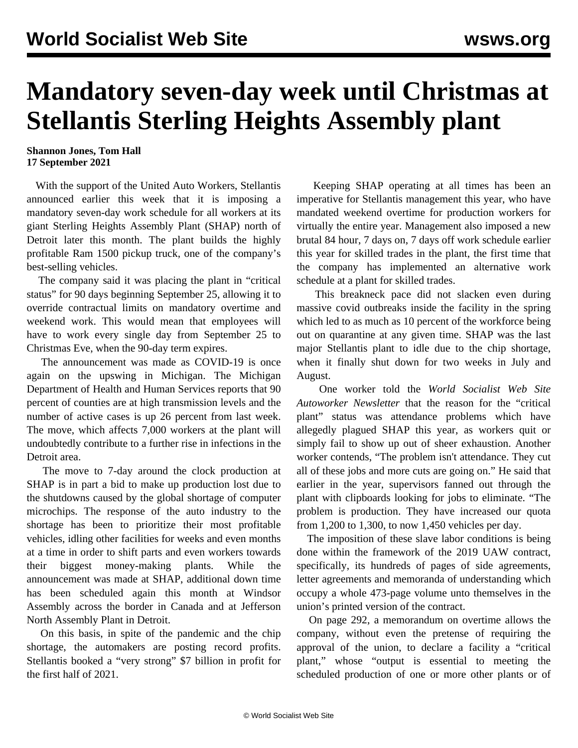# Mandatory seven-day week until Christmas at Stellantis Sterling Heights Assembly plant

**Shannon Jones, Tom Hall**
**17 September 2021**

With the support of the United Auto Workers, Stellantis announced earlier this week that it is imposing a mandatory seven-day work schedule for all workers at its giant Sterling Heights Assembly Plant (SHAP) north of Detroit later this month. The plant builds the highly profitable Ram 1500 pickup truck, one of the company's best-selling vehicles.

The company said it was placing the plant in "critical status" for 90 days beginning September 25, allowing it to override contractual limits on mandatory overtime and weekend work. This would mean that employees will have to work every single day from September 25 to Christmas Eve, when the 90-day term expires.

The announcement was made as COVID-19 is once again on the upswing in Michigan. The Michigan Department of Health and Human Services reports that 90 percent of counties are at high transmission levels and the number of active cases is up 26 percent from last week. The move, which affects 7,000 workers at the plant will undoubtedly contribute to a further rise in infections in the Detroit area.

The move to 7-day around the clock production at SHAP is in part a bid to make up production lost due to the shutdowns caused by the global shortage of computer microchips. The response of the auto industry to the shortage has been to prioritize their most profitable vehicles, idling other facilities for weeks and even months at a time in order to shift parts and even workers towards their biggest money-making plants. While the announcement was made at SHAP, additional down time has been scheduled again this month at Windsor Assembly across the border in Canada and at Jefferson North Assembly Plant in Detroit.

On this basis, in spite of the pandemic and the chip shortage, the automakers are posting record profits. Stellantis booked a "very strong" $7 billion in profit for the first half of 2021.

Keeping SHAP operating at all times has been an imperative for Stellantis management this year, who have mandated weekend overtime for production workers for virtually the entire year. Management also imposed a new brutal 84 hour, 7 days on, 7 days off work schedule earlier this year for skilled trades in the plant, the first time that the company has implemented an alternative work schedule at a plant for skilled trades.

This breakneck pace did not slacken even during massive covid outbreaks inside the facility in the spring which led to as much as 10 percent of the workforce being out on quarantine at any given time. SHAP was the last major Stellantis plant to idle due to the chip shortage, when it finally shut down for two weeks in July and August.

One worker told the *World Socialist Web Site Autoworker Newsletter* that the reason for the "critical plant" status was attendance problems which have allegedly plagued SHAP this year, as workers quit or simply fail to show up out of sheer exhaustion. Another worker contends, "The problem isn't attendance. They cut all of these jobs and more cuts are going on." He said that earlier in the year, supervisors fanned out through the plant with clipboards looking for jobs to eliminate. "The problem is production. They have increased our quota from 1,200 to 1,300, to now 1,450 vehicles per day.

The imposition of these slave labor conditions is being done within the framework of the 2019 UAW contract, specifically, its hundreds of pages of side agreements, letter agreements and memoranda of understanding which occupy a whole 473-page volume unto themselves in the union's printed version of the contract.

On page 292, a memorandum on overtime allows the company, without even the pretense of requiring the approval of the union, to declare a facility a "critical plant," whose "output is essential to meeting the scheduled production of one or more other plants or of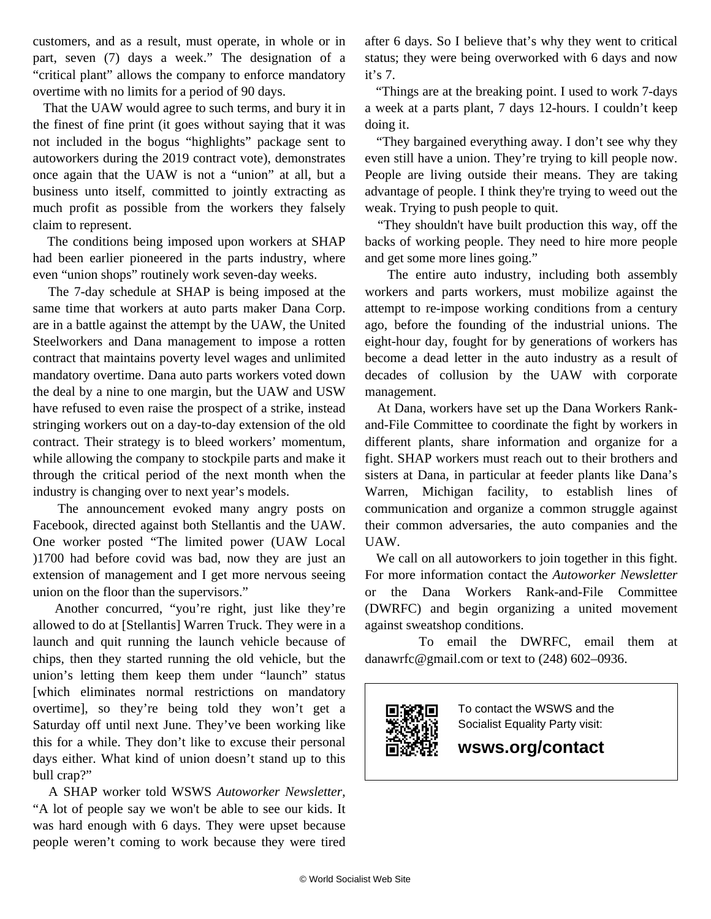customers, and as a result, must operate, in whole or in part, seven (7) days a week." The designation of a "critical plant" allows the company to enforce mandatory overtime with no limits for a period of 90 days.

That the UAW would agree to such terms, and bury it in the finest of fine print (it goes without saying that it was not included in the bogus "highlights" package sent to autoworkers during the 2019 contract vote), demonstrates once again that the UAW is not a "union" at all, but a business unto itself, committed to jointly extracting as much profit as possible from the workers they falsely claim to represent.

The conditions being imposed upon workers at SHAP had been earlier pioneered in the parts industry, where even "union shops" routinely work seven-day weeks.

The 7-day schedule at SHAP is being imposed at the same time that workers at auto parts maker Dana Corp. are in a battle against the attempt by the UAW, the United Steelworkers and Dana management to impose a rotten contract that maintains poverty level wages and unlimited mandatory overtime. Dana auto parts workers voted down the deal by a nine to one margin, but the UAW and USW have refused to even raise the prospect of a strike, instead stringing workers out on a day-to-day extension of the old contract. Their strategy is to bleed workers' momentum, while allowing the company to stockpile parts and make it through the critical period of the next month when the industry is changing over to next year's models.

The announcement evoked many angry posts on Facebook, directed against both Stellantis and the UAW. One worker posted "The limited power (UAW Local )1700 had before covid was bad, now they are just an extension of management and I get more nervous seeing union on the floor than the supervisors."

Another concurred, "you're right, just like they're allowed to do at [Stellantis] Warren Truck. They were in a launch and quit running the launch vehicle because of chips, then they started running the old vehicle, but the union's letting them keep them under "launch" status [which eliminates normal restrictions on mandatory overtime], so they're being told they won't get a Saturday off until next June. They've been working like this for a while. They don't like to excuse their personal days either. What kind of union doesn't stand up to this bull crap?"

A SHAP worker told WSWS *Autoworker Newsletter*, "A lot of people say we won't be able to see our kids. It was hard enough with 6 days. They were upset because people weren't coming to work because they were tired after 6 days. So I believe that's why they went to critical status; they were being overworked with 6 days and now it's 7.

"Things are at the breaking point. I used to work 7-days a week at a parts plant, 7 days 12-hours. I couldn't keep doing it.

"They bargained everything away. I don't see why they even still have a union. They're trying to kill people now. People are living outside their means. They are taking advantage of people. I think they're trying to weed out the weak. Trying to push people to quit.

"They shouldn't have built production this way, off the backs of working people. They need to hire more people and get some more lines going."

The entire auto industry, including both assembly workers and parts workers, must mobilize against the attempt to re-impose working conditions from a century ago, before the founding of the industrial unions. The eight-hour day, fought for by generations of workers has become a dead letter in the auto industry as a result of decades of collusion by the UAW with corporate management.

At Dana, workers have set up the Dana Workers Rank-and-File Committee to coordinate the fight by workers in different plants, share information and organize for a fight. SHAP workers must reach out to their brothers and sisters at Dana, in particular at feeder plants like Dana's Warren, Michigan facility, to establish lines of communication and organize a common struggle against their common adversaries, the auto companies and the UAW.

We call on all autoworkers to join together in this fight. For more information contact the *Autoworker Newsletter* or the Dana Workers Rank-and-File Committee (DWRFC) and begin organizing a united movement against sweatshop conditions.

To email the DWRFC, email them at danawrfc@gmail.com or text to (248) 602–0936.

To contact the WSWS and the Socialist Equality Party visit:

**wsws.org/contact**